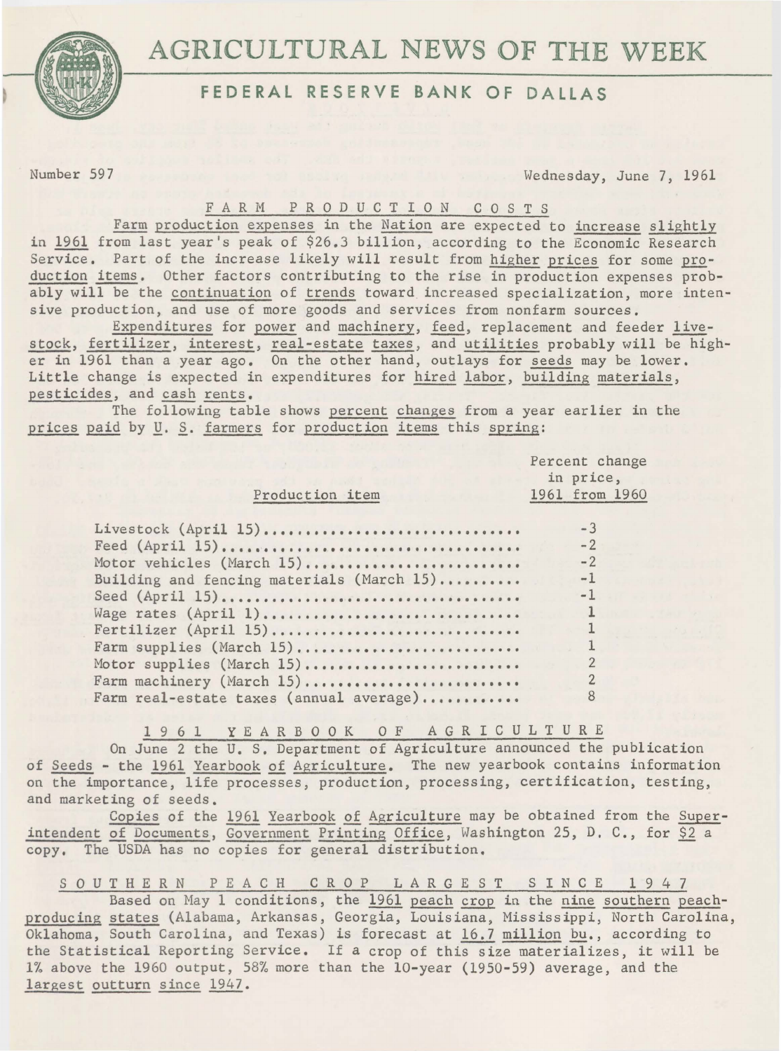# AGRICULTURAL NEWS OF THE WEEK

## FEDERAL RESERVE BANK OF DALLAS

Number 597 Wednesday, June 7, 1961

### FARM PRODUCTION COSTS

Farm production expenses in the Nation are expected to increase slightly in 1961 from last year's peak of $26.3 billion, according to the Economic Research Service. Part of the increase likely will result from higher prices for some production items. Other factors contributing to the rise in production expenses probably will be the continuation of trends toward increased specialization, more intensive production, and use of more goods and services from nonfarm sources.

Expenditures for power and machinery, feed, replacement and feeder livestock, fertilizer, interest, real-estate taxes, and utilities probably will be higher in 1961 than a year ago. On the other hand, outlays for seeds may be lower. Little change is expected in expenditures for hired labor, building materials, pesticides, and cash rents.

The following table shows percent changes from a year earlier in the prices paid by U. S. farmers for production items this spring:

| Production item | Percent change in price, 1961 from 1960 |
|---|---|
| Livestock (April 15) | -3 |
| Feed (April 15) | -2 |
| Motor vehicles (March 15) | -2 |
| Building and fencing materials (March 15) | -1 |
| Seed (April 15) | -1 |
| Wage rates (April 1) | 1 |
| Fertilizer (April 15) | 1 |
| Farm supplies (March 15) | 1 |
| Motor supplies (March 15) | 2 |
| Farm machinery (March 15) | 2 |
| Farm real-estate taxes (annual average) | 8 |

### 1961 YEARBOOK OF AGRICULTURE

On June 2 the U. S. Department of Agriculture announced the publication of Seeds - the 1961 Yearbook of Agriculture. The new yearbook contains information on the importance, life processes, production, processing, certification, testing, and marketing of seeds.

Copies of the 1961 Yearbook of Agriculture may be obtained from the Superintendent of Documents, Government Printing Office, Washington 25, D. C., for $2 a copy. The USDA has no copies for general distribution.

### SOUTHERN PEACH CROP LARGEST SINCE 1947

Based on May 1 conditions, the 1961 peach crop in the nine southern peach-producing states (Alabama, Arkansas, Georgia, Louisiana, Mississippi, North Carolina, Oklahoma, South Carolina, and Texas) is forecast at 16.7 million bu., according to the Statistical Reporting Service. If a crop of this size materializes, it will be 1% above the 1960 output, 58% more than the 10-year (1950-59) average, and the largest outturn since 1947.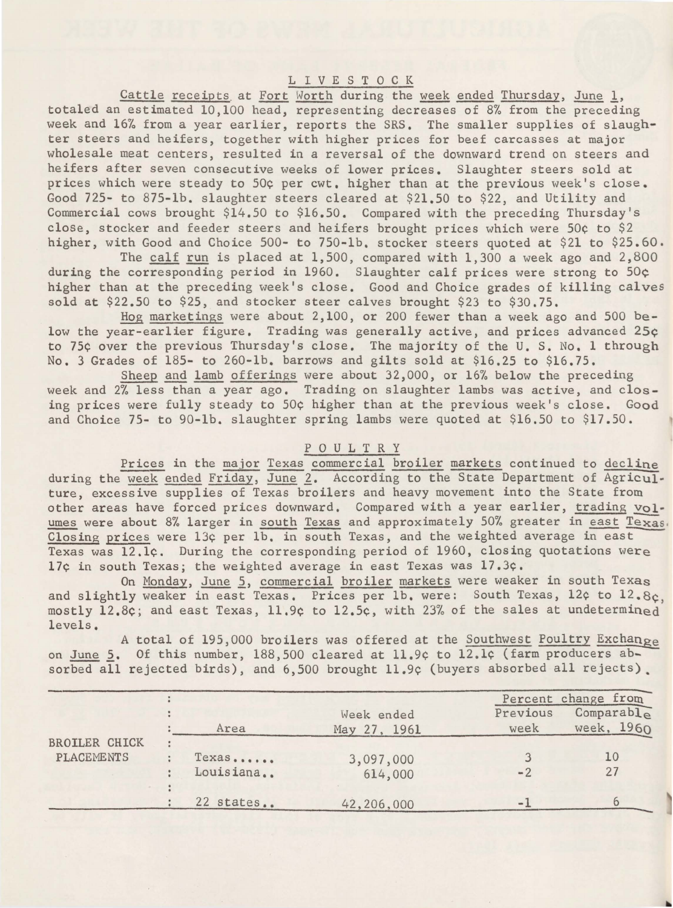## LIVESTOCK

Cattle receipts at Fort Worth during the week ended Thursday, June 1, totaled an estimated 10,100 head, representing decreases of 8% from the preceding week and 16% from a year earlier, reports the SRS. The smaller supplies of slaughter steers and heifers, together with higher prices for beef carcasses at major wholesale meat centers, resulted in a reversal of the downward trend on steers and heifers after seven consecutive weeks of lower prices. Slaughter steers sold at prices which were steady to 50¢ per cwt. higher than at the previous week's close. Good 725- to 875-lb. slaughter steers cleared at $21.50 to $22, and Utility and Commercial cows brought $14.50 to $16.50. Compared with the preceding Thursday's close, stocker and feeder steers and heifers brought prices which were 50¢ to $2 higher, with Good and Choice 500- to 750-lb. stocker steers quoted at $21 to $25.60.

The calf run is placed at 1,500, compared with 1,300 a week ago and 2,800 during the corresponding period in 1960. Slaughter calf prices were strong to 50¢ higher than at the preceding week's close. Good and Choice grades of killing calves sold at $22.50 to $25, and stocker steer calves brought $23 to $30.75.

Hog marketings were about 2,100, or 200 fewer than a week ago and 500 below the year-earlier figure. Trading was generally active, and prices advanced 25¢ to 75¢ over the previous Thursday's close. The majority of the U. S. No. 1 through No. 3 Grades of 185- to 260-lb. barrows and gilts sold at $16.25 to $16.75.

Sheep and lamb offerings were about 32,000, or 16% below the preceding week and 2% less than a year ago. Trading on slaughter lambs was active, and closing prices were fully steady to 50¢ higher than at the previous week's close. Good and Choice 75- to 90-lb. slaughter spring lambs were quoted at $16.50 to $17.50.

## POULTRY

Prices in the major Texas commercial broiler markets continued to decline during the week ended Friday, June 2. According to the State Department of Agriculture, excessive supplies of Texas broilers and heavy movement into the State from other areas have forced prices downward. Compared with a year earlier, trading volumes were about 8% larger in south Texas and approximately 50% greater in east Texas. Closing prices were 13¢ per lb. in south Texas, and the weighted average in east Texas was 12.1¢. During the corresponding period of 1960, closing quotations were 17¢ in south Texas; the weighted average in east Texas was 17.3¢.

On Monday, June 5, commercial broiler markets were weaker in south Texas and slightly weaker in east Texas. Prices per lb. were: South Texas, 12¢ to 12.8¢, mostly 12.8¢; and east Texas, 11.9¢ to 12.5¢, with 23% of the sales at undetermined levels.

A total of 195,000 broilers was offered at the Southwest Poultry Exchange on June 5. Of this number, 188,500 cleared at 11.9¢ to 12.1¢ (farm producers absorbed all rejected birds), and 6,500 brought 11.9¢ (buyers absorbed all rejects).

| | Area | Week ended May 27, 1961 | Percent change from Previous week | Comparable week, 1960 |
|---|---|---|---|---|
| BROILER CHICK PLACEMENTS | Texas...... | 3,097,000 | 3 | 10 |
| | Louisiana.. | 614,000 | -2 | 27 |
| | 22 states.. | 42,206,000 | -1 | 6 |